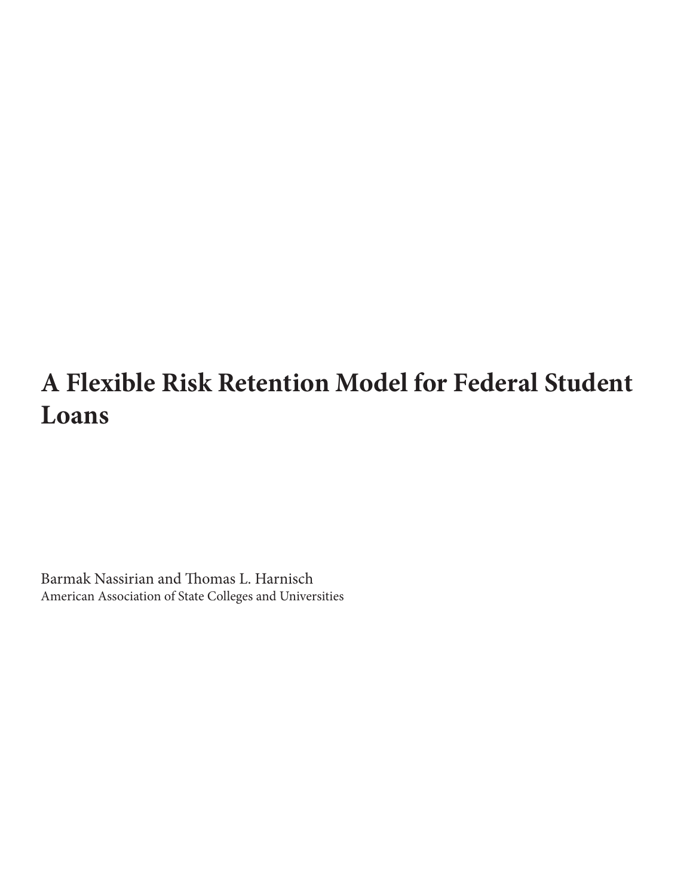# A Flexible Risk Retention Model for Federal Student Loans

Barmak Nassirian and Thomas L. Harnisch
American Association of State Colleges and Universities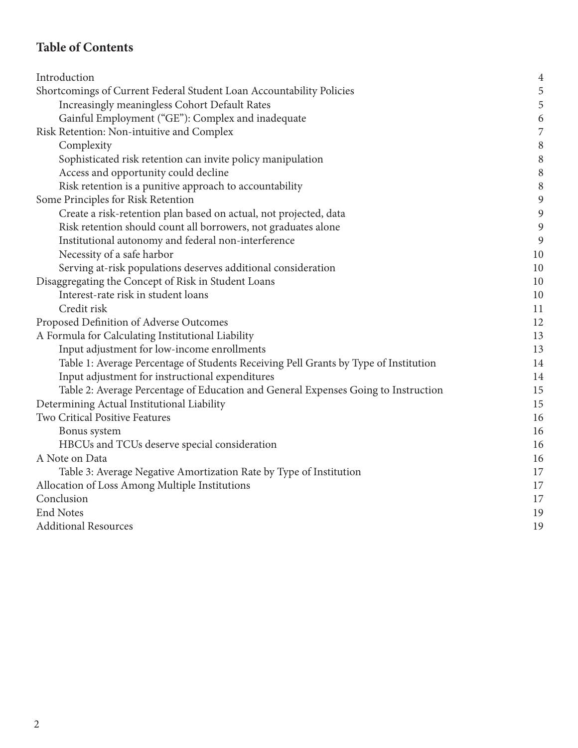## Table of Contents

- Introduction 4
- Shortcomings of Current Federal Student Loan Accountability Policies 5
  - Increasingly meaningless Cohort Default Rates 5
  - Gainful Employment ("GE"): Complex and inadequate 6
- Risk Retention: Non-intuitive and Complex 7
  - Complexity 8
  - Sophisticated risk retention can invite policy manipulation 8
  - Access and opportunity could decline 8
  - Risk retention is a punitive approach to accountability 8
- Some Principles for Risk Retention 9
  - Create a risk-retention plan based on actual, not projected, data 9
  - Risk retention should count all borrowers, not graduates alone 9
  - Institutional autonomy and federal non-interference 9
  - Necessity of a safe harbor 10
  - Serving at-risk populations deserves additional consideration 10
- Disaggregating the Concept of Risk in Student Loans 10
  - Interest-rate risk in student loans 10
  - Credit risk 11
- Proposed Definition of Adverse Outcomes 12
- A Formula for Calculating Institutional Liability 13
  - Input adjustment for low-income enrollments 13
  - Table 1: Average Percentage of Students Receiving Pell Grants by Type of Institution 14
  - Input adjustment for instructional expenditures 14
  - Table 2: Average Percentage of Education and General Expenses Going to Instruction 15
- Determining Actual Institutional Liability 15
- Two Critical Positive Features 16
  - Bonus system 16
  - HBCUs and TCUs deserve special consideration 16
- A Note on Data 16
  - Table 3: Average Negative Amortization Rate by Type of Institution 17
- Allocation of Loss Among Multiple Institutions 17
- Conclusion 17
- End Notes 19
- Additional Resources 19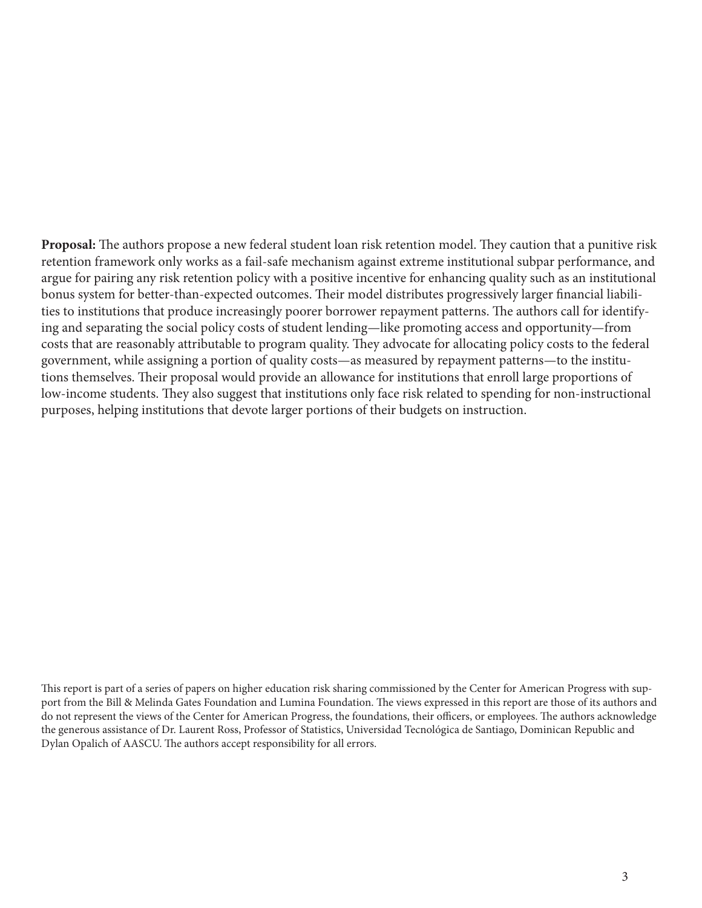**Proposal:** The authors propose a new federal student loan risk retention model. They caution that a punitive risk retention framework only works as a fail-safe mechanism against extreme institutional subpar performance, and argue for pairing any risk retention policy with a positive incentive for enhancing quality such as an institutional bonus system for better-than-expected outcomes. Their model distributes progressively larger financial liabilities to institutions that produce increasingly poorer borrower repayment patterns. The authors call for identifying and separating the social policy costs of student lending—like promoting access and opportunity—from costs that are reasonably attributable to program quality. They advocate for allocating policy costs to the federal government, while assigning a portion of quality costs—as measured by repayment patterns—to the institutions themselves. Their proposal would provide an allowance for institutions that enroll large proportions of low-income students. They also suggest that institutions only face risk related to spending for non-instructional purposes, helping institutions that devote larger portions of their budgets on instruction.

This report is part of a series of papers on higher education risk sharing commissioned by the Center for American Progress with support from the Bill & Melinda Gates Foundation and Lumina Foundation. The views expressed in this report are those of its authors and do not represent the views of the Center for American Progress, the foundations, their officers, or employees. The authors acknowledge the generous assistance of Dr. Laurent Ross, Professor of Statistics, Universidad Tecnológica de Santiago, Dominican Republic and Dylan Opalich of AASCU. The authors accept responsibility for all errors.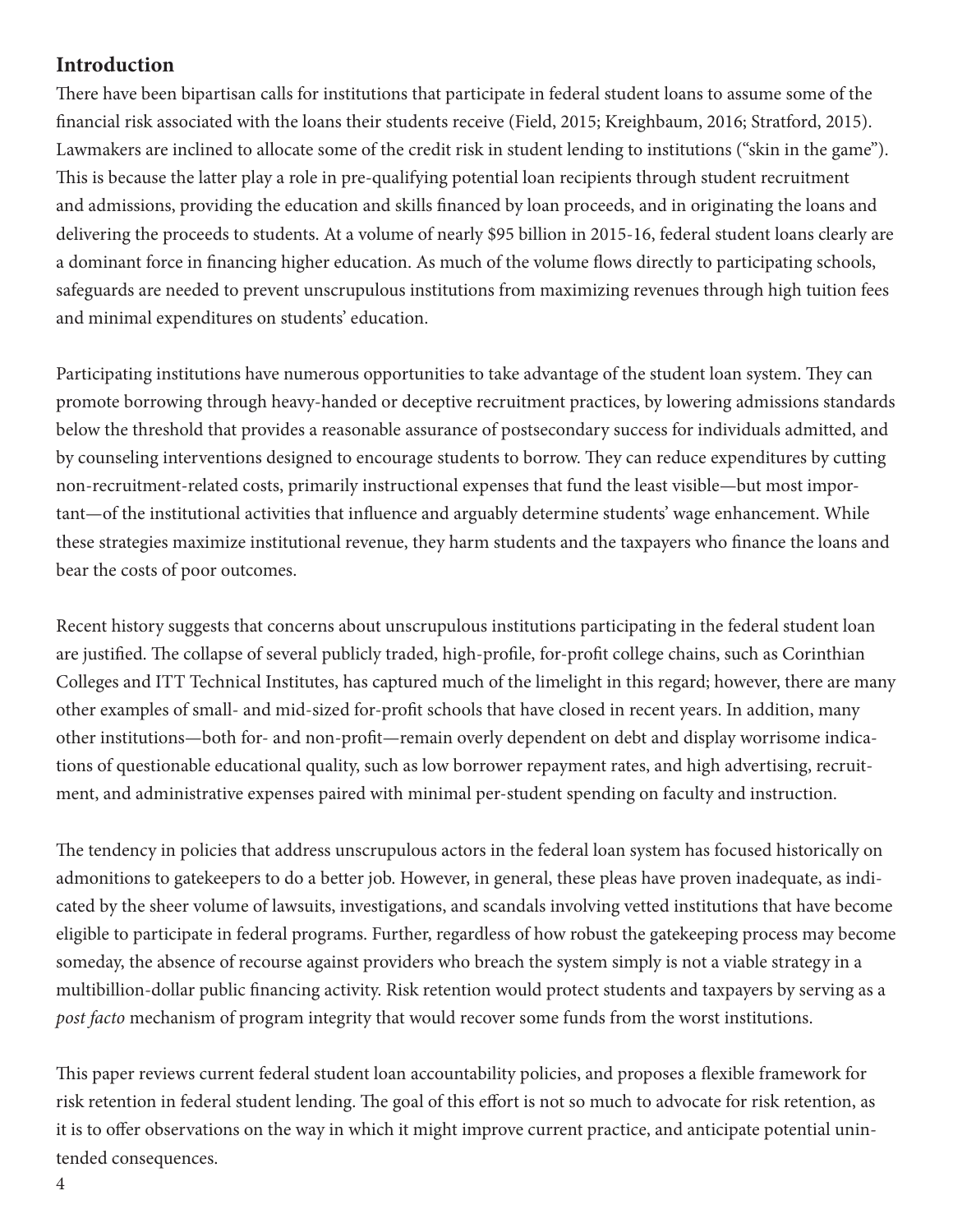## Introduction

There have been bipartisan calls for institutions that participate in federal student loans to assume some of the financial risk associated with the loans their students receive (Field, 2015; Kreighbaum, 2016; Stratford, 2015). Lawmakers are inclined to allocate some of the credit risk in student lending to institutions ("skin in the game"). This is because the latter play a role in pre-qualifying potential loan recipients through student recruitment and admissions, providing the education and skills financed by loan proceeds, and in originating the loans and delivering the proceeds to students. At a volume of nearly $95 billion in 2015-16, federal student loans clearly are a dominant force in financing higher education. As much of the volume flows directly to participating schools, safeguards are needed to prevent unscrupulous institutions from maximizing revenues through high tuition fees and minimal expenditures on students' education.

Participating institutions have numerous opportunities to take advantage of the student loan system. They can promote borrowing through heavy-handed or deceptive recruitment practices, by lowering admissions standards below the threshold that provides a reasonable assurance of postsecondary success for individuals admitted, and by counseling interventions designed to encourage students to borrow. They can reduce expenditures by cutting non-recruitment-related costs, primarily instructional expenses that fund the least visible—but most important—of the institutional activities that influence and arguably determine students' wage enhancement. While these strategies maximize institutional revenue, they harm students and the taxpayers who finance the loans and bear the costs of poor outcomes.

Recent history suggests that concerns about unscrupulous institutions participating in the federal student loan are justified. The collapse of several publicly traded, high-profile, for-profit college chains, such as Corinthian Colleges and ITT Technical Institutes, has captured much of the limelight in this regard; however, there are many other examples of small- and mid-sized for-profit schools that have closed in recent years. In addition, many other institutions—both for- and non-profit—remain overly dependent on debt and display worrisome indications of questionable educational quality, such as low borrower repayment rates, and high advertising, recruitment, and administrative expenses paired with minimal per-student spending on faculty and instruction.

The tendency in policies that address unscrupulous actors in the federal loan system has focused historically on admonitions to gatekeepers to do a better job. However, in general, these pleas have proven inadequate, as indicated by the sheer volume of lawsuits, investigations, and scandals involving vetted institutions that have become eligible to participate in federal programs. Further, regardless of how robust the gatekeeping process may become someday, the absence of recourse against providers who breach the system simply is not a viable strategy in a multibillion-dollar public financing activity. Risk retention would protect students and taxpayers by serving as a *post facto* mechanism of program integrity that would recover some funds from the worst institutions.

This paper reviews current federal student loan accountability policies, and proposes a flexible framework for risk retention in federal student lending. The goal of this effort is not so much to advocate for risk retention, as it is to offer observations on the way in which it might improve current practice, and anticipate potential unintended consequences.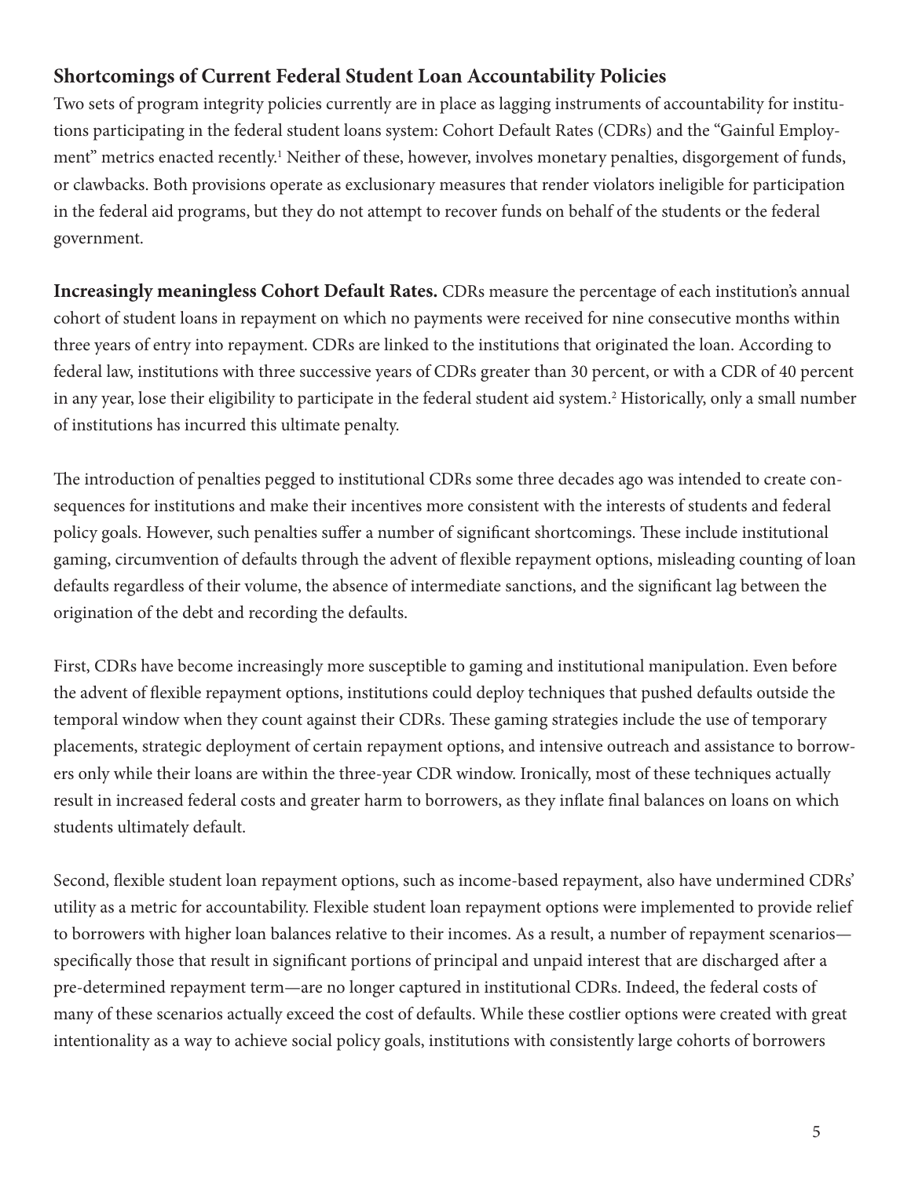## Shortcomings of Current Federal Student Loan Accountability Policies

Two sets of program integrity policies currently are in place as lagging instruments of accountability for institutions participating in the federal student loans system: Cohort Default Rates (CDRs) and the "Gainful Employment" metrics enacted recently.[1] Neither of these, however, involves monetary penalties, disgorgement of funds, or clawbacks. Both provisions operate as exclusionary measures that render violators ineligible for participation in the federal aid programs, but they do not attempt to recover funds on behalf of the students or the federal government.

**Increasingly meaningless Cohort Default Rates.** CDRs measure the percentage of each institution's annual cohort of student loans in repayment on which no payments were received for nine consecutive months within three years of entry into repayment. CDRs are linked to the institutions that originated the loan. According to federal law, institutions with three successive years of CDRs greater than 30 percent, or with a CDR of 40 percent in any year, lose their eligibility to participate in the federal student aid system.[2] Historically, only a small number of institutions has incurred this ultimate penalty.

The introduction of penalties pegged to institutional CDRs some three decades ago was intended to create consequences for institutions and make their incentives more consistent with the interests of students and federal policy goals. However, such penalties suffer a number of significant shortcomings. These include institutional gaming, circumvention of defaults through the advent of flexible repayment options, misleading counting of loan defaults regardless of their volume, the absence of intermediate sanctions, and the significant lag between the origination of the debt and recording the defaults.

First, CDRs have become increasingly more susceptible to gaming and institutional manipulation. Even before the advent of flexible repayment options, institutions could deploy techniques that pushed defaults outside the temporal window when they count against their CDRs. These gaming strategies include the use of temporary placements, strategic deployment of certain repayment options, and intensive outreach and assistance to borrowers only while their loans are within the three-year CDR window. Ironically, most of these techniques actually result in increased federal costs and greater harm to borrowers, as they inflate final balances on loans on which students ultimately default.

Second, flexible student loan repayment options, such as income-based repayment, also have undermined CDRs' utility as a metric for accountability. Flexible student loan repayment options were implemented to provide relief to borrowers with higher loan balances relative to their incomes. As a result, a number of repayment scenarios—specifically those that result in significant portions of principal and unpaid interest that are discharged after a pre-determined repayment term—are no longer captured in institutional CDRs. Indeed, the federal costs of many of these scenarios actually exceed the cost of defaults. While these costlier options were created with great intentionality as a way to achieve social policy goals, institutions with consistently large cohorts of borrowers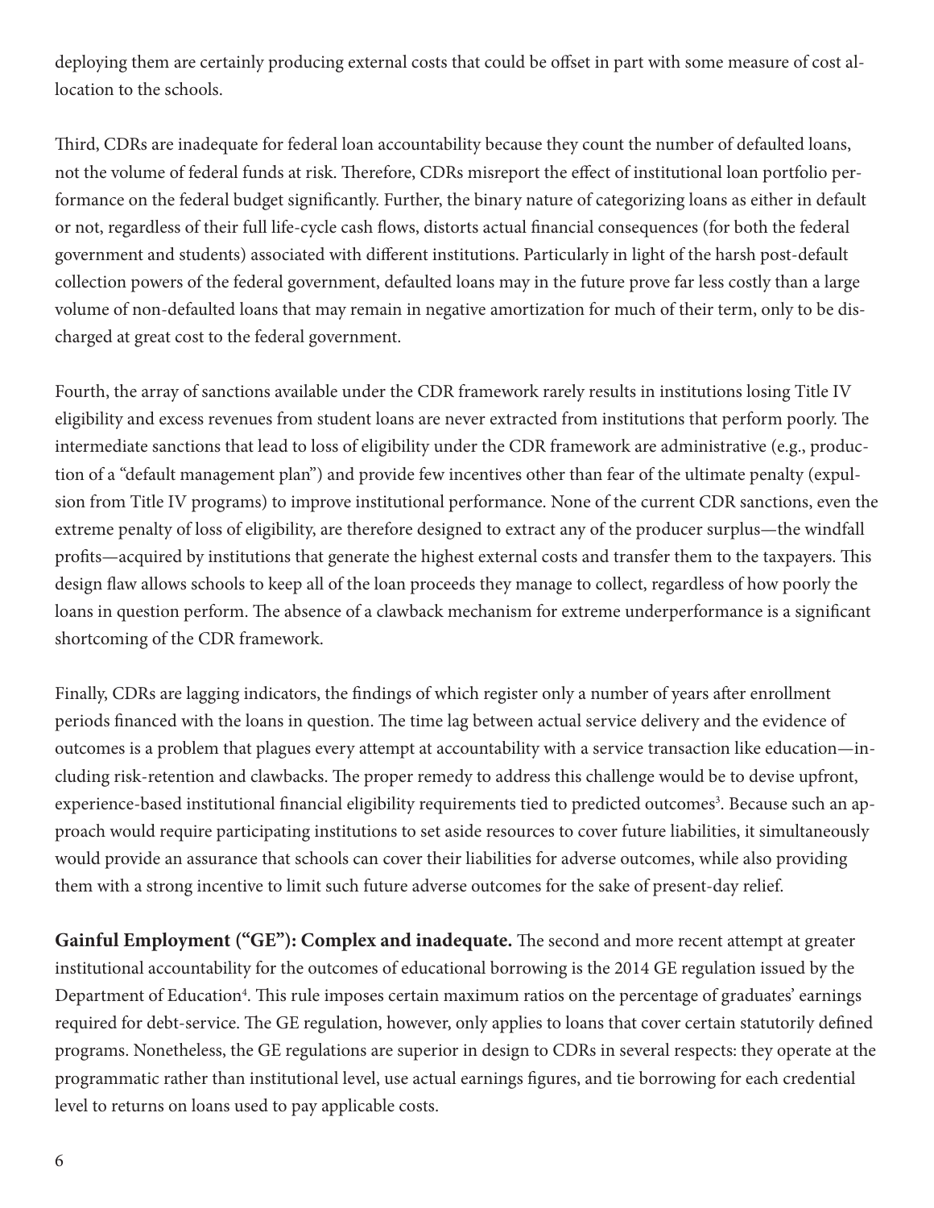deploying them are certainly producing external costs that could be offset in part with some measure of cost allocation to the schools.

Third, CDRs are inadequate for federal loan accountability because they count the number of defaulted loans, not the volume of federal funds at risk. Therefore, CDRs misreport the effect of institutional loan portfolio performance on the federal budget significantly. Further, the binary nature of categorizing loans as either in default or not, regardless of their full life-cycle cash flows, distorts actual financial consequences (for both the federal government and students) associated with different institutions. Particularly in light of the harsh post-default collection powers of the federal government, defaulted loans may in the future prove far less costly than a large volume of non-defaulted loans that may remain in negative amortization for much of their term, only to be discharged at great cost to the federal government.

Fourth, the array of sanctions available under the CDR framework rarely results in institutions losing Title IV eligibility and excess revenues from student loans are never extracted from institutions that perform poorly. The intermediate sanctions that lead to loss of eligibility under the CDR framework are administrative (e.g., production of a "default management plan") and provide few incentives other than fear of the ultimate penalty (expulsion from Title IV programs) to improve institutional performance. None of the current CDR sanctions, even the extreme penalty of loss of eligibility, are therefore designed to extract any of the producer surplus—the windfall profits—acquired by institutions that generate the highest external costs and transfer them to the taxpayers. This design flaw allows schools to keep all of the loan proceeds they manage to collect, regardless of how poorly the loans in question perform. The absence of a clawback mechanism for extreme underperformance is a significant shortcoming of the CDR framework.

Finally, CDRs are lagging indicators, the findings of which register only a number of years after enrollment periods financed with the loans in question. The time lag between actual service delivery and the evidence of outcomes is a problem that plagues every attempt at accountability with a service transaction like education—including risk-retention and clawbacks. The proper remedy to address this challenge would be to devise upfront, experience-based institutional financial eligibility requirements tied to predicted outcomes[3]. Because such an approach would require participating institutions to set aside resources to cover future liabilities, it simultaneously would provide an assurance that schools can cover their liabilities for adverse outcomes, while also providing them with a strong incentive to limit such future adverse outcomes for the sake of present-day relief.

**Gainful Employment ("GE"): Complex and inadequate.** The second and more recent attempt at greater institutional accountability for the outcomes of educational borrowing is the 2014 GE regulation issued by the Department of Education[4]. This rule imposes certain maximum ratios on the percentage of graduates' earnings required for debt-service. The GE regulation, however, only applies to loans that cover certain statutorily defined programs. Nonetheless, the GE regulations are superior in design to CDRs in several respects: they operate at the programmatic rather than institutional level, use actual earnings figures, and tie borrowing for each credential level to returns on loans used to pay applicable costs.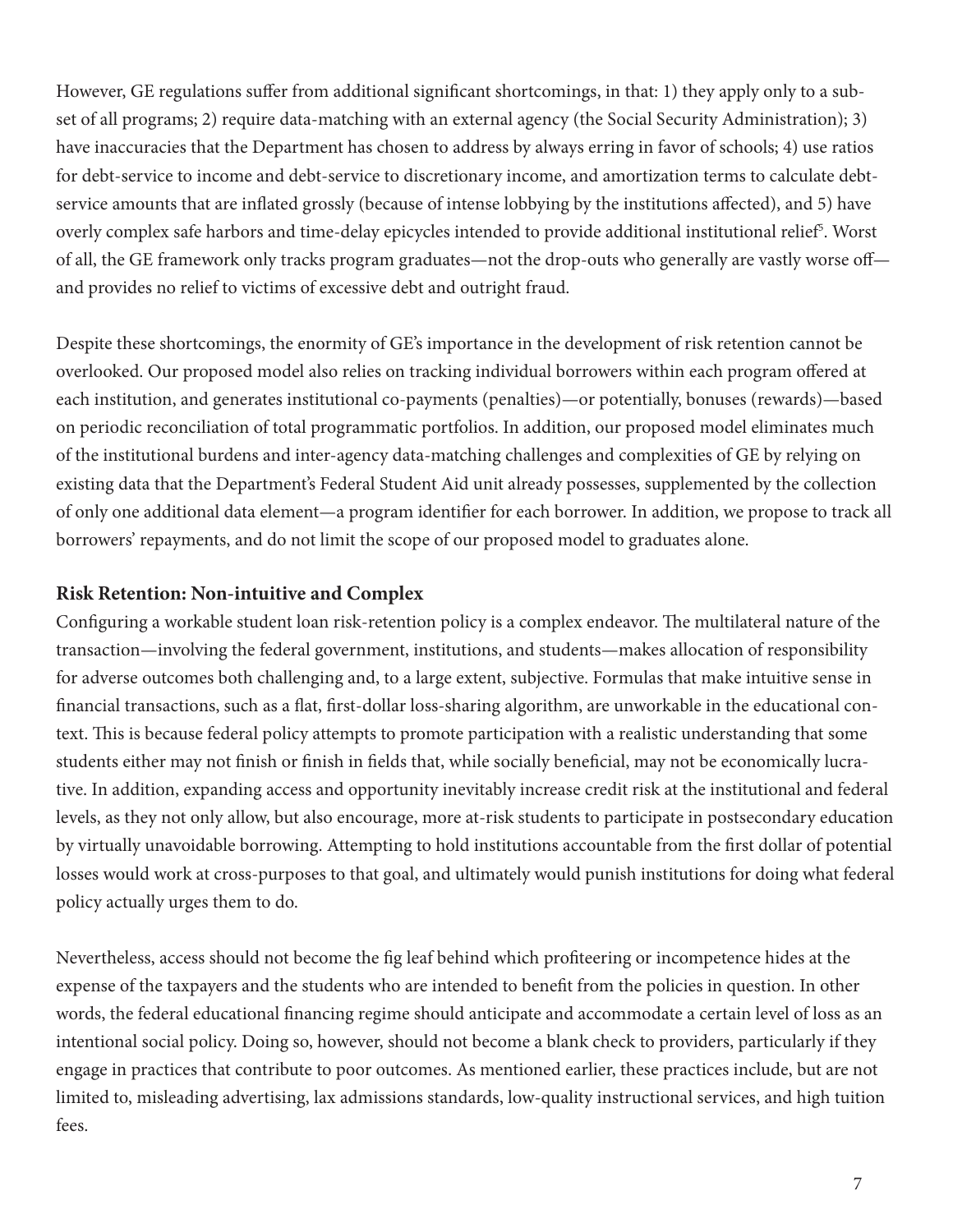However, GE regulations suffer from additional significant shortcomings, in that: 1) they apply only to a subset of all programs; 2) require data-matching with an external agency (the Social Security Administration); 3) have inaccuracies that the Department has chosen to address by always erring in favor of schools; 4) use ratios for debt-service to income and debt-service to discretionary income, and amortization terms to calculate debt-service amounts that are inflated grossly (because of intense lobbying by the institutions affected), and 5) have overly complex safe harbors and time-delay epicycles intended to provide additional institutional relief[5]. Worst of all, the GE framework only tracks program graduates—not the drop-outs who generally are vastly worse off—and provides no relief to victims of excessive debt and outright fraud.

Despite these shortcomings, the enormity of GE's importance in the development of risk retention cannot be overlooked. Our proposed model also relies on tracking individual borrowers within each program offered at each institution, and generates institutional co-payments (penalties)—or potentially, bonuses (rewards)—based on periodic reconciliation of total programmatic portfolios. In addition, our proposed model eliminates much of the institutional burdens and inter-agency data-matching challenges and complexities of GE by relying on existing data that the Department's Federal Student Aid unit already possesses, supplemented by the collection of only one additional data element—a program identifier for each borrower. In addition, we propose to track all borrowers' repayments, and do not limit the scope of our proposed model to graduates alone.

### Risk Retention: Non-intuitive and Complex

Configuring a workable student loan risk-retention policy is a complex endeavor. The multilateral nature of the transaction—involving the federal government, institutions, and students—makes allocation of responsibility for adverse outcomes both challenging and, to a large extent, subjective. Formulas that make intuitive sense in financial transactions, such as a flat, first-dollar loss-sharing algorithm, are unworkable in the educational context. This is because federal policy attempts to promote participation with a realistic understanding that some students either may not finish or finish in fields that, while socially beneficial, may not be economically lucrative. In addition, expanding access and opportunity inevitably increase credit risk at the institutional and federal levels, as they not only allow, but also encourage, more at-risk students to participate in postsecondary education by virtually unavoidable borrowing. Attempting to hold institutions accountable from the first dollar of potential losses would work at cross-purposes to that goal, and ultimately would punish institutions for doing what federal policy actually urges them to do.

Nevertheless, access should not become the fig leaf behind which profiteering or incompetence hides at the expense of the taxpayers and the students who are intended to benefit from the policies in question. In other words, the federal educational financing regime should anticipate and accommodate a certain level of loss as an intentional social policy. Doing so, however, should not become a blank check to providers, particularly if they engage in practices that contribute to poor outcomes. As mentioned earlier, these practices include, but are not limited to, misleading advertising, lax admissions standards, low-quality instructional services, and high tuition fees.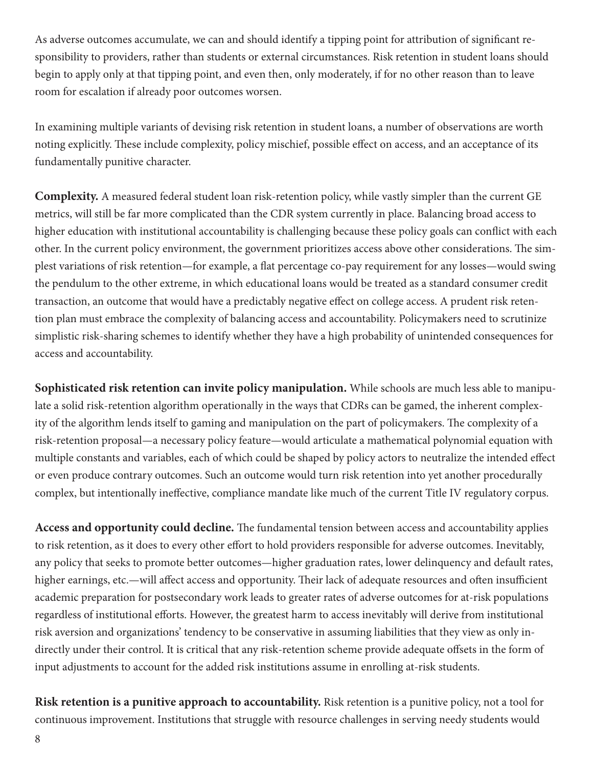As adverse outcomes accumulate, we can and should identify a tipping point for attribution of significant responsibility to providers, rather than students or external circumstances. Risk retention in student loans should begin to apply only at that tipping point, and even then, only moderately, if for no other reason than to leave room for escalation if already poor outcomes worsen.

In examining multiple variants of devising risk retention in student loans, a number of observations are worth noting explicitly. These include complexity, policy mischief, possible effect on access, and an acceptance of its fundamentally punitive character.

**Complexity.** A measured federal student loan risk-retention policy, while vastly simpler than the current GE metrics, will still be far more complicated than the CDR system currently in place. Balancing broad access to higher education with institutional accountability is challenging because these policy goals can conflict with each other. In the current policy environment, the government prioritizes access above other considerations. The simplest variations of risk retention—for example, a flat percentage co-pay requirement for any losses—would swing the pendulum to the other extreme, in which educational loans would be treated as a standard consumer credit transaction, an outcome that would have a predictably negative effect on college access. A prudent risk retention plan must embrace the complexity of balancing access and accountability. Policymakers need to scrutinize simplistic risk-sharing schemes to identify whether they have a high probability of unintended consequences for access and accountability.

**Sophisticated risk retention can invite policy manipulation.** While schools are much less able to manipulate a solid risk-retention algorithm operationally in the ways that CDRs can be gamed, the inherent complexity of the algorithm lends itself to gaming and manipulation on the part of policymakers. The complexity of a risk-retention proposal—a necessary policy feature—would articulate a mathematical polynomial equation with multiple constants and variables, each of which could be shaped by policy actors to neutralize the intended effect or even produce contrary outcomes. Such an outcome would turn risk retention into yet another procedurally complex, but intentionally ineffective, compliance mandate like much of the current Title IV regulatory corpus.

**Access and opportunity could decline.** The fundamental tension between access and accountability applies to risk retention, as it does to every other effort to hold providers responsible for adverse outcomes. Inevitably, any policy that seeks to promote better outcomes—higher graduation rates, lower delinquency and default rates, higher earnings, etc.—will affect access and opportunity. Their lack of adequate resources and often insufficient academic preparation for postsecondary work leads to greater rates of adverse outcomes for at-risk populations regardless of institutional efforts. However, the greatest harm to access inevitably will derive from institutional risk aversion and organizations' tendency to be conservative in assuming liabilities that they view as only indirectly under their control. It is critical that any risk-retention scheme provide adequate offsets in the form of input adjustments to account for the added risk institutions assume in enrolling at-risk students.

**Risk retention is a punitive approach to accountability.** Risk retention is a punitive policy, not a tool for continuous improvement. Institutions that struggle with resource challenges in serving needy students would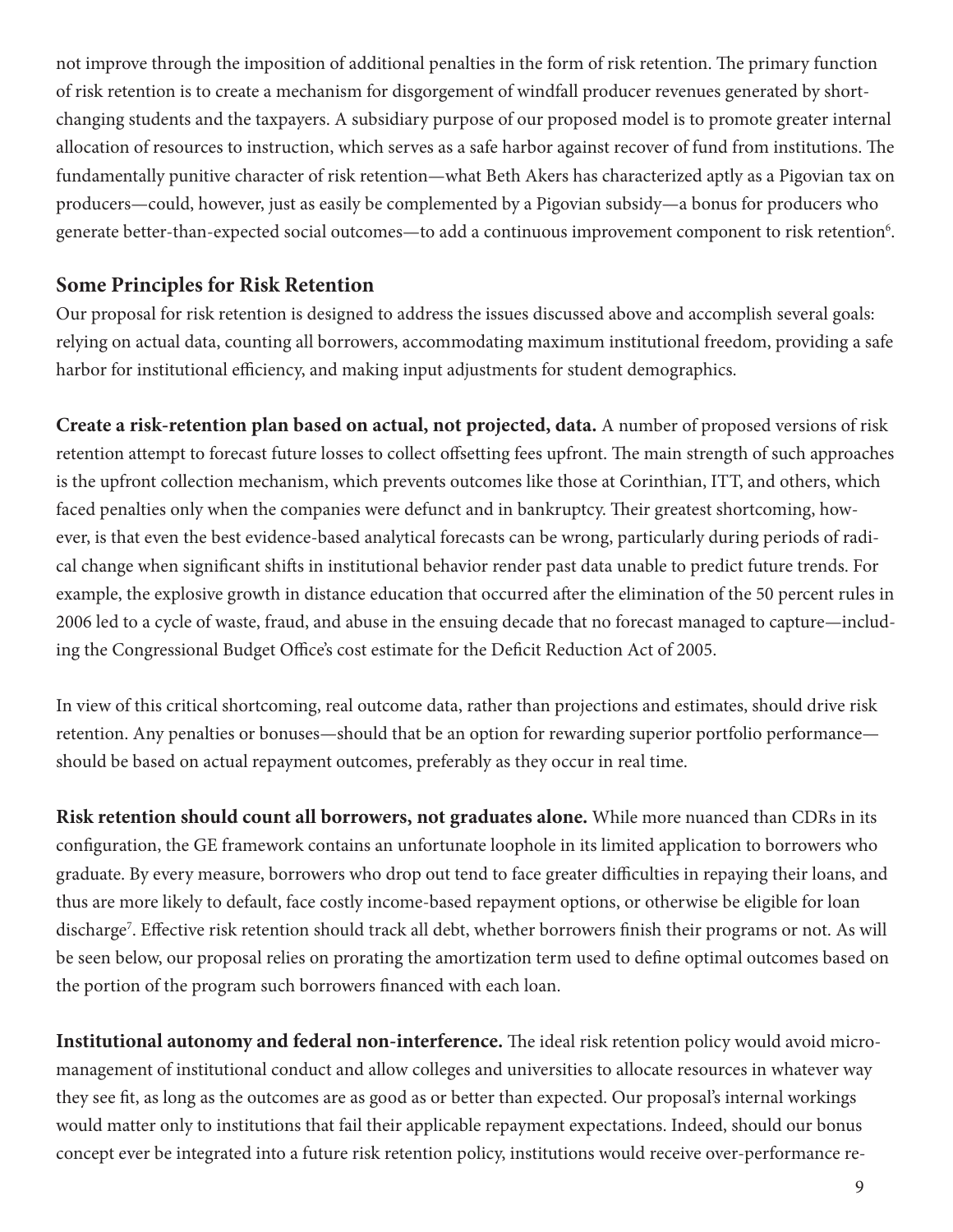not improve through the imposition of additional penalties in the form of risk retention. The primary function of risk retention is to create a mechanism for disgorgement of windfall producer revenues generated by short-changing students and the taxpayers. A subsidiary purpose of our proposed model is to promote greater internal allocation of resources to instruction, which serves as a safe harbor against recover of fund from institutions. The fundamentally punitive character of risk retention—what Beth Akers has characterized aptly as a Pigovian tax on producers—could, however, just as easily be complemented by a Pigovian subsidy—a bonus for producers who generate better-than-expected social outcomes—to add a continuous improvement component to risk retention[6].

## Some Principles for Risk Retention

Our proposal for risk retention is designed to address the issues discussed above and accomplish several goals: relying on actual data, counting all borrowers, accommodating maximum institutional freedom, providing a safe harbor for institutional efficiency, and making input adjustments for student demographics.

**Create a risk-retention plan based on actual, not projected, data.** A number of proposed versions of risk retention attempt to forecast future losses to collect offsetting fees upfront. The main strength of such approaches is the upfront collection mechanism, which prevents outcomes like those at Corinthian, ITT, and others, which faced penalties only when the companies were defunct and in bankruptcy. Their greatest shortcoming, however, is that even the best evidence-based analytical forecasts can be wrong, particularly during periods of radical change when significant shifts in institutional behavior render past data unable to predict future trends. For example, the explosive growth in distance education that occurred after the elimination of the 50 percent rules in 2006 led to a cycle of waste, fraud, and abuse in the ensuing decade that no forecast managed to capture—including the Congressional Budget Office's cost estimate for the Deficit Reduction Act of 2005.

In view of this critical shortcoming, real outcome data, rather than projections and estimates, should drive risk retention. Any penalties or bonuses—should that be an option for rewarding superior portfolio performance—should be based on actual repayment outcomes, preferably as they occur in real time.

**Risk retention should count all borrowers, not graduates alone.** While more nuanced than CDRs in its configuration, the GE framework contains an unfortunate loophole in its limited application to borrowers who graduate. By every measure, borrowers who drop out tend to face greater difficulties in repaying their loans, and thus are more likely to default, face costly income-based repayment options, or otherwise be eligible for loan discharge[7]. Effective risk retention should track all debt, whether borrowers finish their programs or not. As will be seen below, our proposal relies on prorating the amortization term used to define optimal outcomes based on the portion of the program such borrowers financed with each loan.

**Institutional autonomy and federal non-interference.** The ideal risk retention policy would avoid micromanagement of institutional conduct and allow colleges and universities to allocate resources in whatever way they see fit, as long as the outcomes are as good as or better than expected. Our proposal's internal workings would matter only to institutions that fail their applicable repayment expectations. Indeed, should our bonus concept ever be integrated into a future risk retention policy, institutions would receive over-performance re-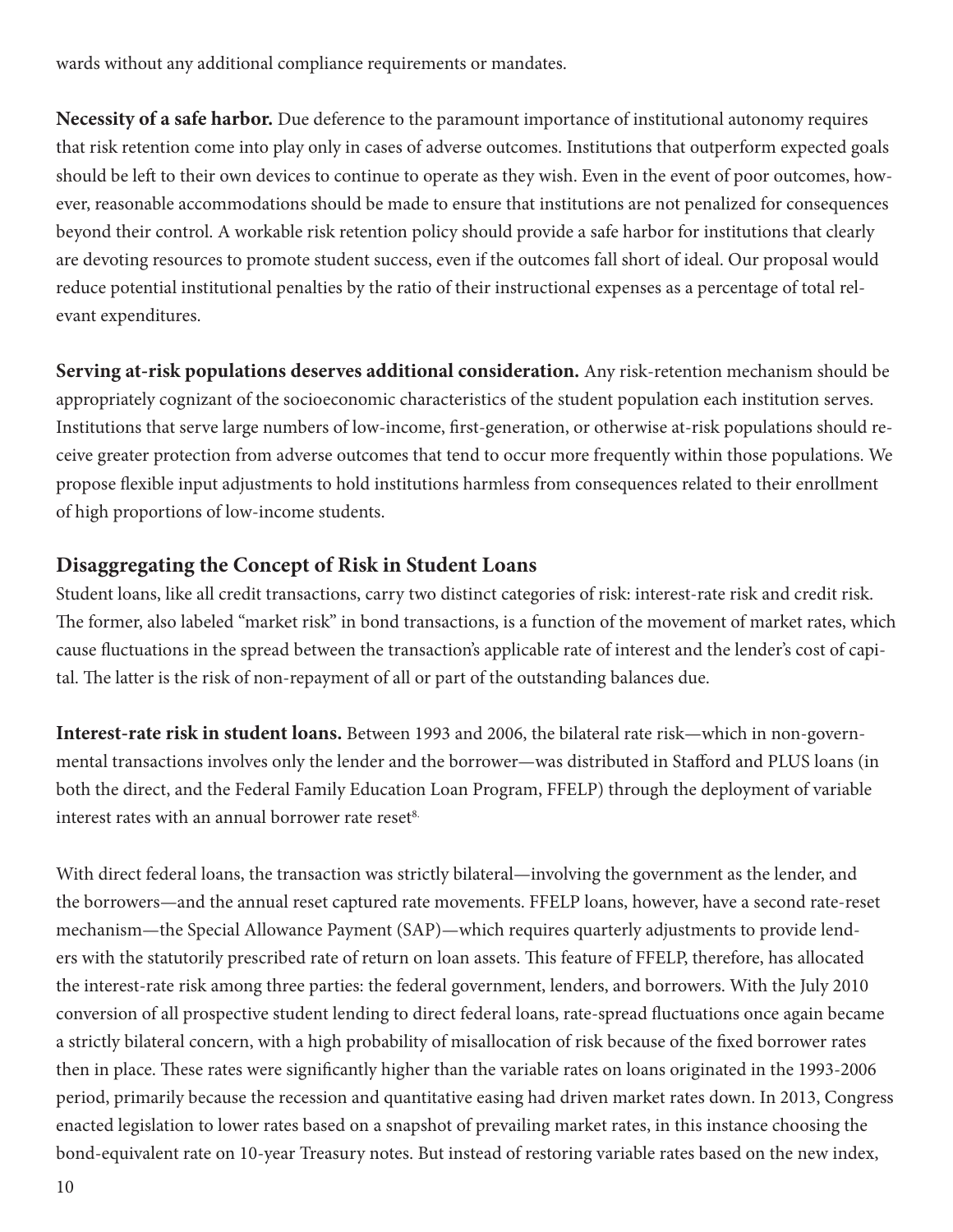wards without any additional compliance requirements or mandates.

**Necessity of a safe harbor.** Due deference to the paramount importance of institutional autonomy requires that risk retention come into play only in cases of adverse outcomes. Institutions that outperform expected goals should be left to their own devices to continue to operate as they wish. Even in the event of poor outcomes, however, reasonable accommodations should be made to ensure that institutions are not penalized for consequences beyond their control. A workable risk retention policy should provide a safe harbor for institutions that clearly are devoting resources to promote student success, even if the outcomes fall short of ideal. Our proposal would reduce potential institutional penalties by the ratio of their instructional expenses as a percentage of total relevant expenditures.

**Serving at-risk populations deserves additional consideration.** Any risk-retention mechanism should be appropriately cognizant of the socioeconomic characteristics of the student population each institution serves. Institutions that serve large numbers of low-income, first-generation, or otherwise at-risk populations should receive greater protection from adverse outcomes that tend to occur more frequently within those populations. We propose flexible input adjustments to hold institutions harmless from consequences related to their enrollment of high proportions of low-income students.

## Disaggregating the Concept of Risk in Student Loans

Student loans, like all credit transactions, carry two distinct categories of risk: interest-rate risk and credit risk. The former, also labeled "market risk" in bond transactions, is a function of the movement of market rates, which cause fluctuations in the spread between the transaction's applicable rate of interest and the lender's cost of capital. The latter is the risk of non-repayment of all or part of the outstanding balances due.

**Interest-rate risk in student loans.** Between 1993 and 2006, the bilateral rate risk—which in non-governmental transactions involves only the lender and the borrower—was distributed in Stafford and PLUS loans (in both the direct, and the Federal Family Education Loan Program, FFELP) through the deployment of variable interest rates with an annual borrower rate reset[8].

With direct federal loans, the transaction was strictly bilateral—involving the government as the lender, and the borrowers—and the annual reset captured rate movements. FFELP loans, however, have a second rate-reset mechanism—the Special Allowance Payment (SAP)—which requires quarterly adjustments to provide lenders with the statutorily prescribed rate of return on loan assets. This feature of FFELP, therefore, has allocated the interest-rate risk among three parties: the federal government, lenders, and borrowers. With the July 2010 conversion of all prospective student lending to direct federal loans, rate-spread fluctuations once again became a strictly bilateral concern, with a high probability of misallocation of risk because of the fixed borrower rates then in place. These rates were significantly higher than the variable rates on loans originated in the 1993-2006 period, primarily because the recession and quantitative easing had driven market rates down. In 2013, Congress enacted legislation to lower rates based on a snapshot of prevailing market rates, in this instance choosing the bond-equivalent rate on 10-year Treasury notes. But instead of restoring variable rates based on the new index,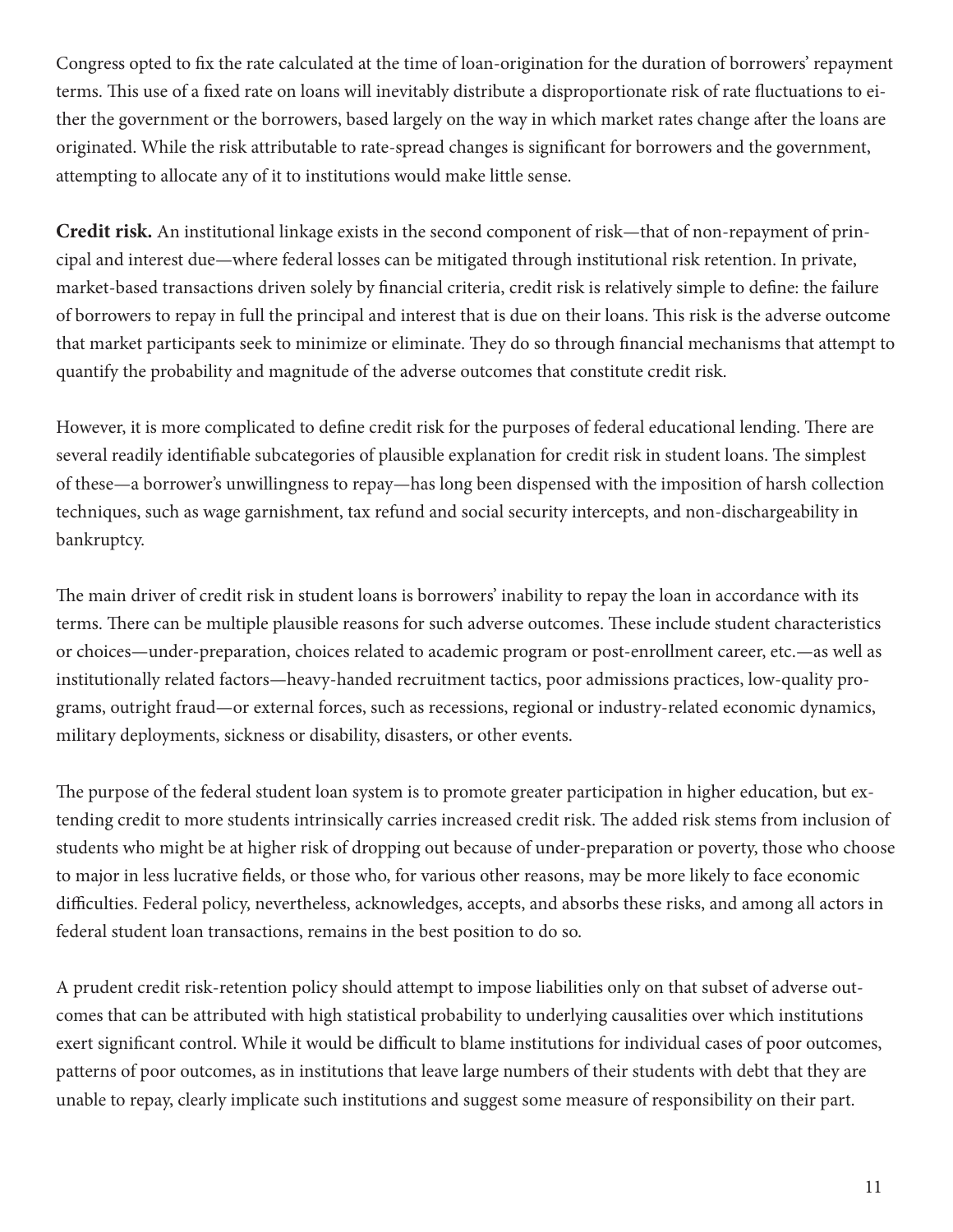Congress opted to fix the rate calculated at the time of loan-origination for the duration of borrowers' repayment terms. This use of a fixed rate on loans will inevitably distribute a disproportionate risk of rate fluctuations to either the government or the borrowers, based largely on the way in which market rates change after the loans are originated. While the risk attributable to rate-spread changes is significant for borrowers and the government, attempting to allocate any of it to institutions would make little sense.

**Credit risk.** An institutional linkage exists in the second component of risk—that of non-repayment of principal and interest due—where federal losses can be mitigated through institutional risk retention. In private, market-based transactions driven solely by financial criteria, credit risk is relatively simple to define: the failure of borrowers to repay in full the principal and interest that is due on their loans. This risk is the adverse outcome that market participants seek to minimize or eliminate. They do so through financial mechanisms that attempt to quantify the probability and magnitude of the adverse outcomes that constitute credit risk.

However, it is more complicated to define credit risk for the purposes of federal educational lending. There are several readily identifiable subcategories of plausible explanation for credit risk in student loans. The simplest of these—a borrower's unwillingness to repay—has long been dispensed with the imposition of harsh collection techniques, such as wage garnishment, tax refund and social security intercepts, and non-dischargeability in bankruptcy.

The main driver of credit risk in student loans is borrowers' inability to repay the loan in accordance with its terms. There can be multiple plausible reasons for such adverse outcomes. These include student characteristics or choices—under-preparation, choices related to academic program or post-enrollment career, etc.—as well as institutionally related factors—heavy-handed recruitment tactics, poor admissions practices, low-quality programs, outright fraud—or external forces, such as recessions, regional or industry-related economic dynamics, military deployments, sickness or disability, disasters, or other events.

The purpose of the federal student loan system is to promote greater participation in higher education, but extending credit to more students intrinsically carries increased credit risk. The added risk stems from inclusion of students who might be at higher risk of dropping out because of under-preparation or poverty, those who choose to major in less lucrative fields, or those who, for various other reasons, may be more likely to face economic difficulties. Federal policy, nevertheless, acknowledges, accepts, and absorbs these risks, and among all actors in federal student loan transactions, remains in the best position to do so.

A prudent credit risk-retention policy should attempt to impose liabilities only on that subset of adverse outcomes that can be attributed with high statistical probability to underlying causalities over which institutions exert significant control. While it would be difficult to blame institutions for individual cases of poor outcomes, patterns of poor outcomes, as in institutions that leave large numbers of their students with debt that they are unable to repay, clearly implicate such institutions and suggest some measure of responsibility on their part.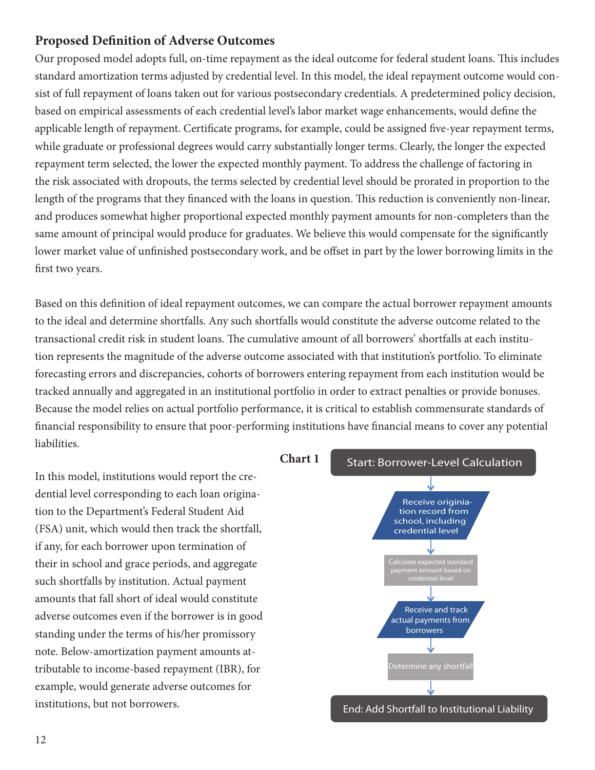## Proposed Definition of Adverse Outcomes

Our proposed model adopts full, on-time repayment as the ideal outcome for federal student loans. This includes standard amortization terms adjusted by credential level. In this model, the ideal repayment outcome would consist of full repayment of loans taken out for various postsecondary credentials. A predetermined policy decision, based on empirical assessments of each credential level's labor market wage enhancements, would define the applicable length of repayment. Certificate programs, for example, could be assigned five-year repayment terms, while graduate or professional degrees would carry substantially longer terms. Clearly, the longer the expected repayment term selected, the lower the expected monthly payment. To address the challenge of factoring in the risk associated with dropouts, the terms selected by credential level should be prorated in proportion to the length of the programs that they financed with the loans in question. This reduction is conveniently non-linear, and produces somewhat higher proportional expected monthly payment amounts for non-completers than the same amount of principal would produce for graduates. We believe this would compensate for the significantly lower market value of unfinished postsecondary work, and be offset in part by the lower borrowing limits in the first two years.

Based on this definition of ideal repayment outcomes, we can compare the actual borrower repayment amounts to the ideal and determine shortfalls. Any such shortfalls would constitute the adverse outcome related to the transactional credit risk in student loans. The cumulative amount of all borrowers' shortfalls at each institution represents the magnitude of the adverse outcome associated with that institution's portfolio. To eliminate forecasting errors and discrepancies, cohorts of borrowers entering repayment from each institution would be tracked annually and aggregated in an institutional portfolio in order to extract penalties or provide bonuses. Because the model relies on actual portfolio performance, it is critical to establish commensurate standards of financial responsibility to ensure that poor-performing institutions have financial means to cover any potential liabilities.

In this model, institutions would report the credential level corresponding to each loan origination to the Department's Federal Student Aid (FSA) unit, which would then track the shortfall, if any, for each borrower upon termination of their in school and grace periods, and aggregate such shortfalls by institution. Actual payment amounts that fall short of ideal would constitute adverse outcomes even if the borrower is in good standing under the terms of his/her promissory note. Below-amortization payment amounts attributable to income-based repayment (IBR), for example, would generate adverse outcomes for institutions, but not borrowers.

**Chart 1**

Start: Borrower-Level Calculation

↓

Receive origination record from school, including credential level

↓

Calculate expected standard payment amount based on credential level

↓

Receive and track actual payments from borrowers

↓

Determine any shortfall

↓

End: Add Shortfall to Institutional Liability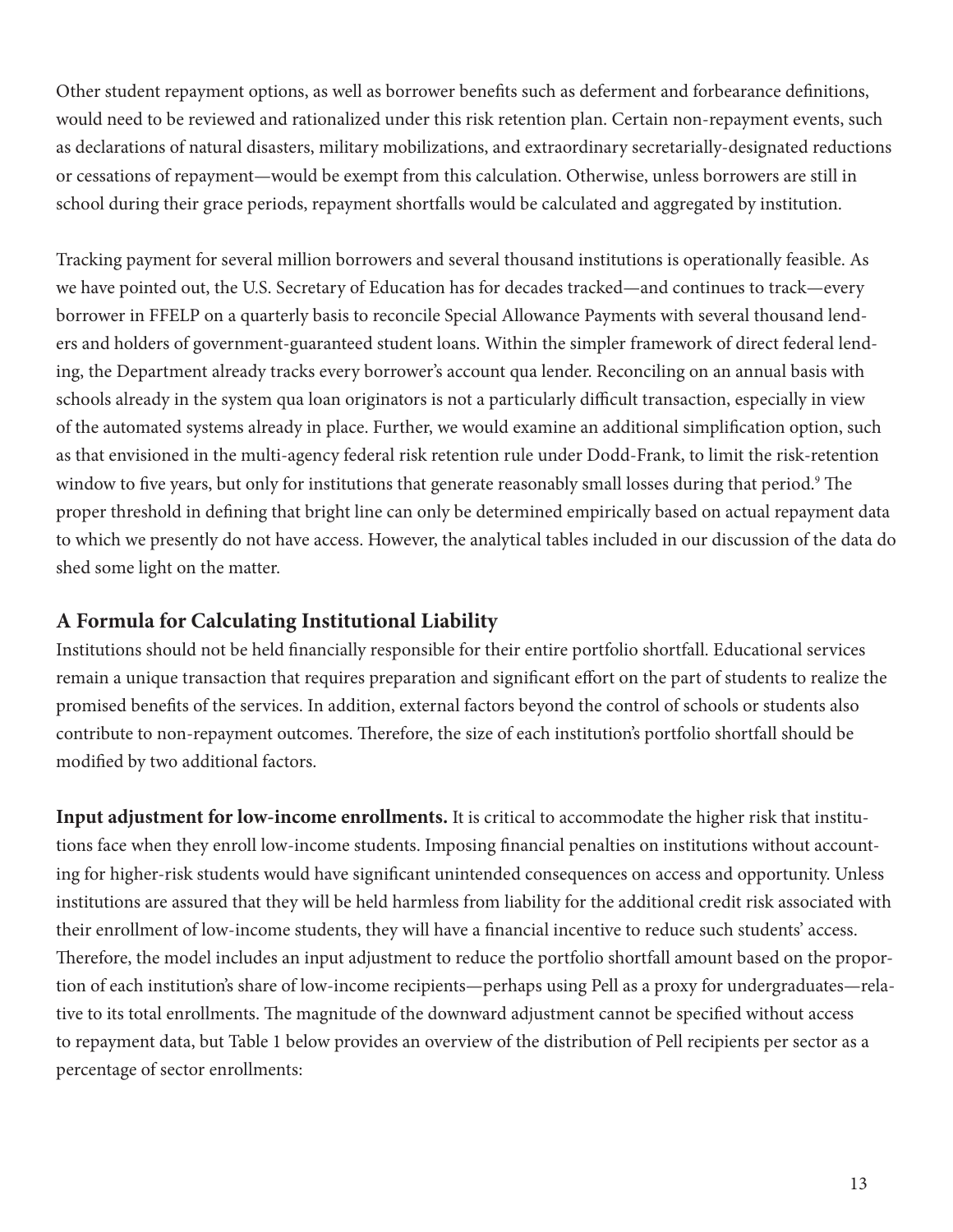Other student repayment options, as well as borrower benefits such as deferment and forbearance definitions, would need to be reviewed and rationalized under this risk retention plan. Certain non-repayment events, such as declarations of natural disasters, military mobilizations, and extraordinary secretarially-designated reductions or cessations of repayment—would be exempt from this calculation. Otherwise, unless borrowers are still in school during their grace periods, repayment shortfalls would be calculated and aggregated by institution.

Tracking payment for several million borrowers and several thousand institutions is operationally feasible. As we have pointed out, the U.S. Secretary of Education has for decades tracked—and continues to track—every borrower in FFELP on a quarterly basis to reconcile Special Allowance Payments with several thousand lenders and holders of government-guaranteed student loans. Within the simpler framework of direct federal lending, the Department already tracks every borrower's account qua lender. Reconciling on an annual basis with schools already in the system qua loan originators is not a particularly difficult transaction, especially in view of the automated systems already in place. Further, we would examine an additional simplification option, such as that envisioned in the multi-agency federal risk retention rule under Dodd-Frank, to limit the risk-retention window to five years, but only for institutions that generate reasonably small losses during that period.[9] The proper threshold in defining that bright line can only be determined empirically based on actual repayment data to which we presently do not have access. However, the analytical tables included in our discussion of the data do shed some light on the matter.

## A Formula for Calculating Institutional Liability

Institutions should not be held financially responsible for their entire portfolio shortfall. Educational services remain a unique transaction that requires preparation and significant effort on the part of students to realize the promised benefits of the services. In addition, external factors beyond the control of schools or students also contribute to non-repayment outcomes. Therefore, the size of each institution's portfolio shortfall should be modified by two additional factors.

**Input adjustment for low-income enrollments.** It is critical to accommodate the higher risk that institutions face when they enroll low-income students. Imposing financial penalties on institutions without accounting for higher-risk students would have significant unintended consequences on access and opportunity. Unless institutions are assured that they will be held harmless from liability for the additional credit risk associated with their enrollment of low-income students, they will have a financial incentive to reduce such students' access. Therefore, the model includes an input adjustment to reduce the portfolio shortfall amount based on the proportion of each institution's share of low-income recipients—perhaps using Pell as a proxy for undergraduates—relative to its total enrollments. The magnitude of the downward adjustment cannot be specified without access to repayment data, but Table 1 below provides an overview of the distribution of Pell recipients per sector as a percentage of sector enrollments: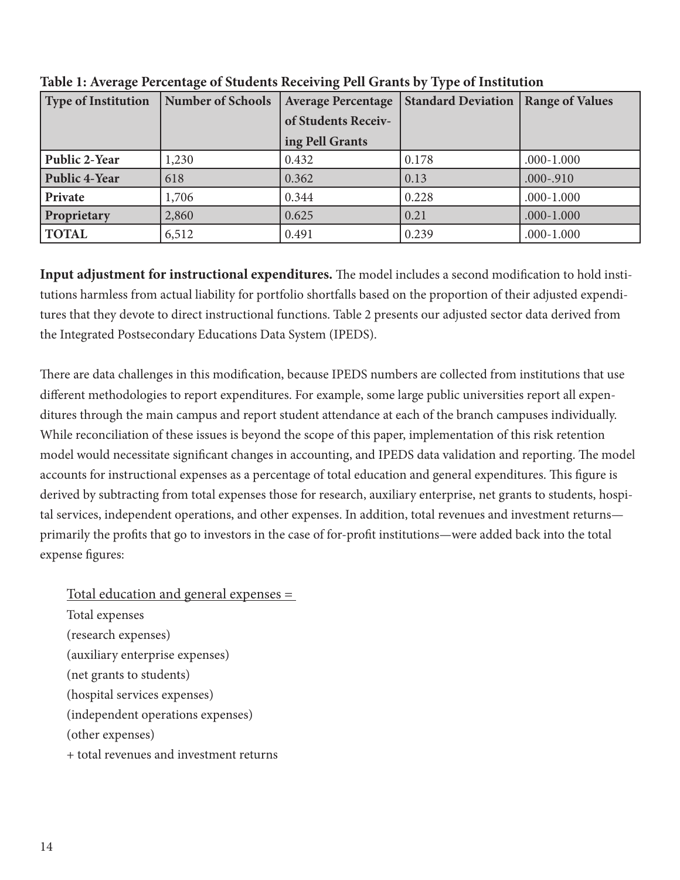**Table 1: Average Percentage of Students Receiving Pell Grants by Type of Institution**

| Type of Institution | Number of Schools | Average Percentage of Students Receiving Pell Grants | Standard Deviation | Range of Values |
|---|---|---|---|---|
| **Public 2-Year** | 1,230 | 0.432 | 0.178 | .000-1.000 |
| **Public 4-Year** | 618 | 0.362 | 0.13 | .000-.910 |
| **Private** | 1,706 | 0.344 | 0.228 | .000-1.000 |
| **Proprietary** | 2,860 | 0.625 | 0.21 | .000-1.000 |
| **TOTAL** | 6,512 | 0.491 | 0.239 | .000-1.000 |

**Input adjustment for instructional expenditures.** The model includes a second modification to hold institutions harmless from actual liability for portfolio shortfalls based on the proportion of their adjusted expenditures that they devote to direct instructional functions. Table 2 presents our adjusted sector data derived from the Integrated Postsecondary Educations Data System (IPEDS).

There are data challenges in this modification, because IPEDS numbers are collected from institutions that use different methodologies to report expenditures. For example, some large public universities report all expenditures through the main campus and report student attendance at each of the branch campuses individually. While reconciliation of these issues is beyond the scope of this paper, implementation of this risk retention model would necessitate significant changes in accounting, and IPEDS data validation and reporting. The model accounts for instructional expenses as a percentage of total education and general expenditures. This figure is derived by subtracting from total expenses those for research, auxiliary enterprise, net grants to students, hospital services, independent operations, and other expenses. In addition, total revenues and investment returns—primarily the profits that go to investors in the case of for-profit institutions—were added back into the total expense figures:

<u>Total education and general expenses =</u>

Total expenses
(research expenses)
(auxiliary enterprise expenses)
(net grants to students)
(hospital services expenses)
(independent operations expenses)
(other expenses)
+ total revenues and investment returns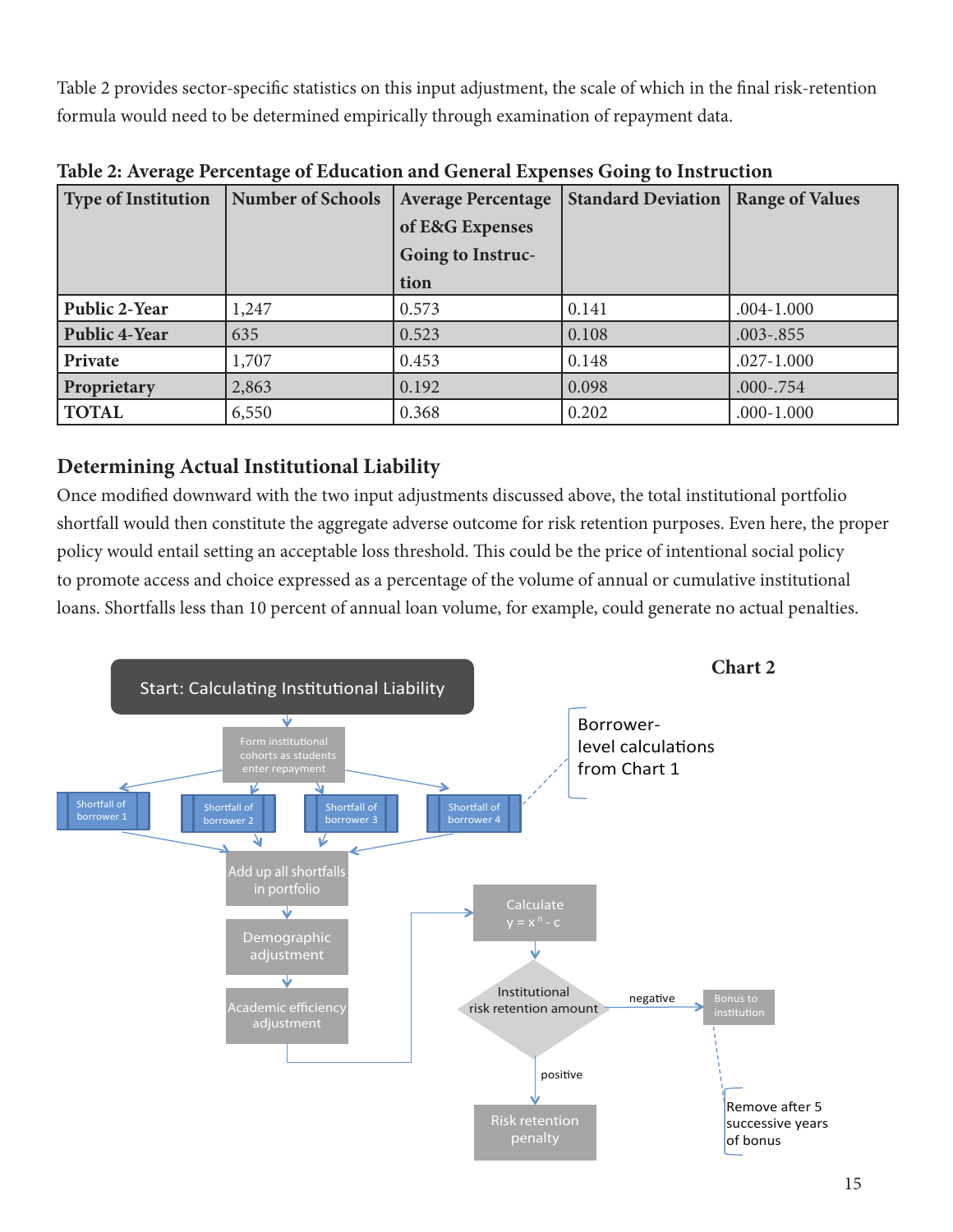Table 2 provides sector-specific statistics on this input adjustment, the scale of which in the final risk-retention formula would need to be determined empirically through examination of repayment data.

**Table 2: Average Percentage of Education and General Expenses Going to Instruction**

| Type of Institution | Number of Schools | Average Percentage of E&G Expenses Going to Instruction | Standard Deviation | Range of Values |
|---|---|---|---|---|
| **Public 2-Year** | 1,247 | 0.573 | 0.141 | .004-1.000 |
| **Public 4-Year** | 635 | 0.523 | 0.108 | .003-.855 |
| **Private** | 1,707 | 0.453 | 0.148 | .027-1.000 |
| **Proprietary** | 2,863 | 0.192 | 0.098 | .000-.754 |
| **TOTAL** | 6,550 | 0.368 | 0.202 | .000-1.000 |

## Determining Actual Institutional Liability

Once modified downward with the two input adjustments discussed above, the total institutional portfolio shortfall would then constitute the aggregate adverse outcome for risk retention purposes. Even here, the proper policy would entail setting an acceptable loss threshold. This could be the price of intentional social policy to promote access and choice expressed as a percentage of the volume of annual or cumulative institutional loans. Shortfalls less than 10 percent of annual loan volume, for example, could generate no actual penalties.

**Chart 2**

Start: Calculating Institutional Liability

Form institutional cohorts as students enter repayment

Shortfall of borrower 1 | Shortfall of borrower 2 | Shortfall of borrower 3 | Shortfall of borrower 4

Borrower-level calculations from Chart 1

Add up all shortfalls in portfolio

Demographic adjustment

Academic efficiency adjustment

Calculate $y = x^n - c$

Institutional risk retention amount

negative → Bonus to institution

Remove after 5 successive years of bonus

positive → Risk retention penalty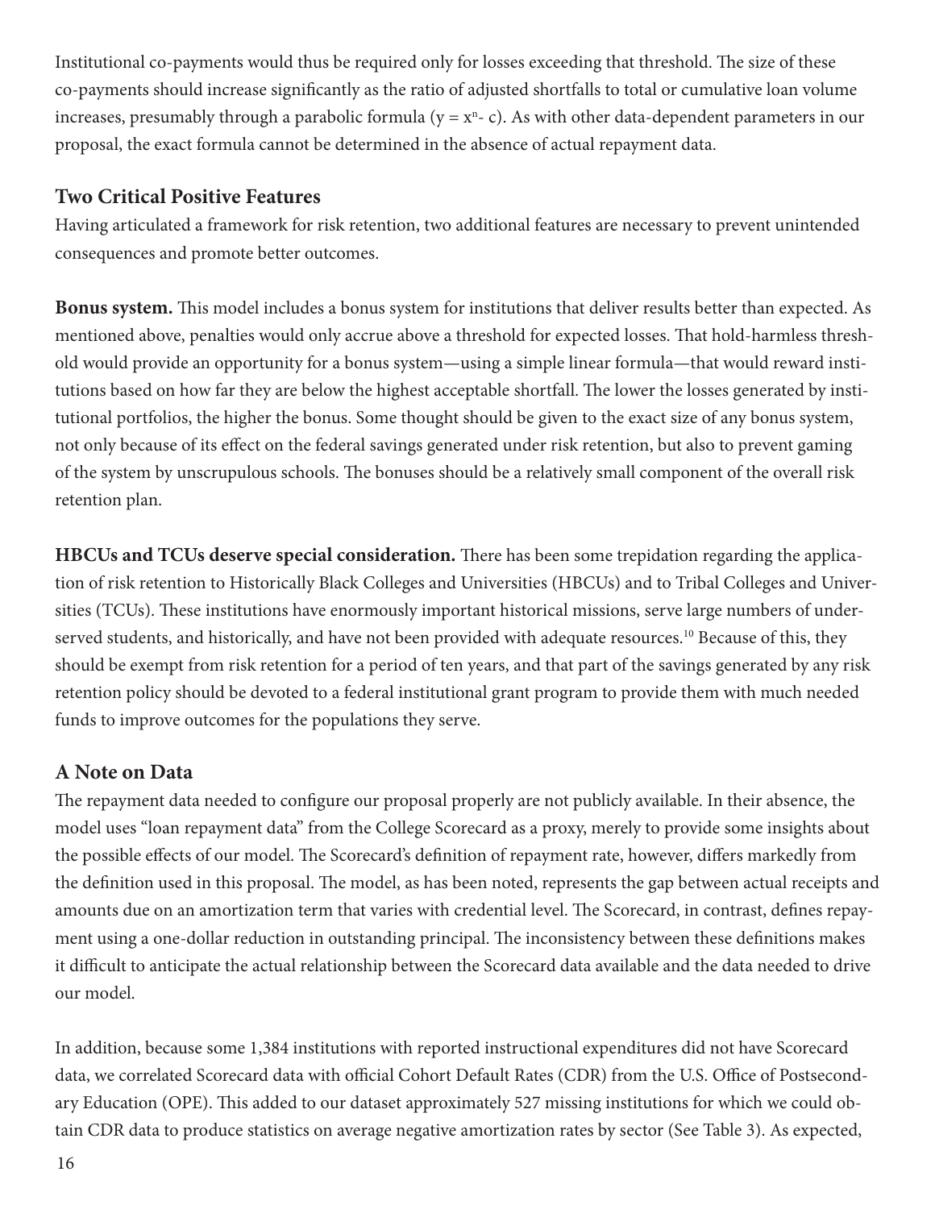Institutional co-payments would thus be required only for losses exceeding that threshold. The size of these co-payments should increase significantly as the ratio of adjusted shortfalls to total or cumulative loan volume increases, presumably through a parabolic formula ($y = x^n - c$). As with other data-dependent parameters in our proposal, the exact formula cannot be determined in the absence of actual repayment data.

## Two Critical Positive Features

Having articulated a framework for risk retention, two additional features are necessary to prevent unintended consequences and promote better outcomes.

**Bonus system.** This model includes a bonus system for institutions that deliver results better than expected. As mentioned above, penalties would only accrue above a threshold for expected losses. That hold-harmless threshold would provide an opportunity for a bonus system—using a simple linear formula—that would reward institutions based on how far they are below the highest acceptable shortfall. The lower the losses generated by institutional portfolios, the higher the bonus. Some thought should be given to the exact size of any bonus system, not only because of its effect on the federal savings generated under risk retention, but also to prevent gaming of the system by unscrupulous schools. The bonuses should be a relatively small component of the overall risk retention plan.

**HBCUs and TCUs deserve special consideration.** There has been some trepidation regarding the application of risk retention to Historically Black Colleges and Universities (HBCUs) and to Tribal Colleges and Universities (TCUs). These institutions have enormously important historical missions, serve large numbers of underserved students, and historically, and have not been provided with adequate resources.[10] Because of this, they should be exempt from risk retention for a period of ten years, and that part of the savings generated by any risk retention policy should be devoted to a federal institutional grant program to provide them with much needed funds to improve outcomes for the populations they serve.

## A Note on Data

The repayment data needed to configure our proposal properly are not publicly available. In their absence, the model uses "loan repayment data" from the College Scorecard as a proxy, merely to provide some insights about the possible effects of our model. The Scorecard's definition of repayment rate, however, differs markedly from the definition used in this proposal. The model, as has been noted, represents the gap between actual receipts and amounts due on an amortization term that varies with credential level. The Scorecard, in contrast, defines repayment using a one-dollar reduction in outstanding principal. The inconsistency between these definitions makes it difficult to anticipate the actual relationship between the Scorecard data available and the data needed to drive our model.

In addition, because some 1,384 institutions with reported instructional expenditures did not have Scorecard data, we correlated Scorecard data with official Cohort Default Rates (CDR) from the U.S. Office of Postsecondary Education (OPE). This added to our dataset approximately 527 missing institutions for which we could obtain CDR data to produce statistics on average negative amortization rates by sector (See Table 3). As expected,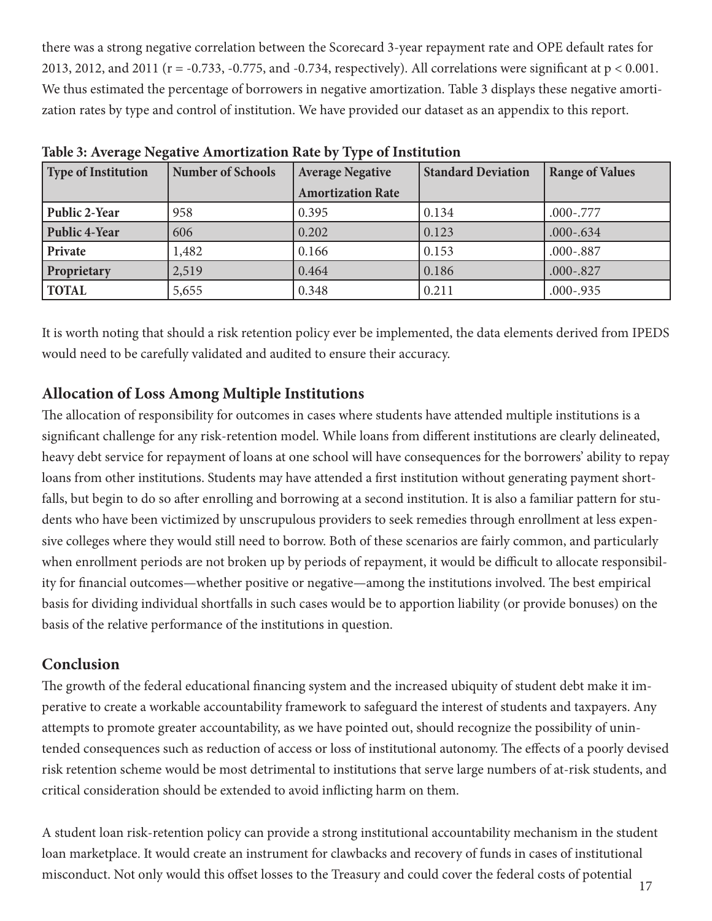there was a strong negative correlation between the Scorecard 3-year repayment rate and OPE default rates for 2013, 2012, and 2011 ($r = -0.733$, $-0.775$, and $-0.734$, respectively). All correlations were significant at $p < 0.001$. We thus estimated the percentage of borrowers in negative amortization. Table 3 displays these negative amortization rates by type and control of institution. We have provided our dataset as an appendix to this report.

**Table 3: Average Negative Amortization Rate by Type of Institution**

| Type of Institution | Number of Schools | Average Negative Amortization Rate | Standard Deviation | Range of Values |
|---|---|---|---|---|
| **Public 2-Year** | 958 | 0.395 | 0.134 | .000-.777 |
| **Public 4-Year** | 606 | 0.202 | 0.123 | .000-.634 |
| **Private** | 1,482 | 0.166 | 0.153 | .000-.887 |
| **Proprietary** | 2,519 | 0.464 | 0.186 | .000-.827 |
| **TOTAL** | 5,655 | 0.348 | 0.211 | .000-.935 |

It is worth noting that should a risk retention policy ever be implemented, the data elements derived from IPEDS would need to be carefully validated and audited to ensure their accuracy.

## Allocation of Loss Among Multiple Institutions

The allocation of responsibility for outcomes in cases where students have attended multiple institutions is a significant challenge for any risk-retention model. While loans from different institutions are clearly delineated, heavy debt service for repayment of loans at one school will have consequences for the borrowers' ability to repay loans from other institutions. Students may have attended a first institution without generating payment shortfalls, but begin to do so after enrolling and borrowing at a second institution. It is also a familiar pattern for students who have been victimized by unscrupulous providers to seek remedies through enrollment at less expensive colleges where they would still need to borrow. Both of these scenarios are fairly common, and particularly when enrollment periods are not broken up by periods of repayment, it would be difficult to allocate responsibility for financial outcomes—whether positive or negative—among the institutions involved. The best empirical basis for dividing individual shortfalls in such cases would be to apportion liability (or provide bonuses) on the basis of the relative performance of the institutions in question.

## Conclusion

The growth of the federal educational financing system and the increased ubiquity of student debt make it imperative to create a workable accountability framework to safeguard the interest of students and taxpayers. Any attempts to promote greater accountability, as we have pointed out, should recognize the possibility of unintended consequences such as reduction of access or loss of institutional autonomy. The effects of a poorly devised risk retention scheme would be most detrimental to institutions that serve large numbers of at-risk students, and critical consideration should be extended to avoid inflicting harm on them.

A student loan risk-retention policy can provide a strong institutional accountability mechanism in the student loan marketplace. It would create an instrument for clawbacks and recovery of funds in cases of institutional misconduct. Not only would this offset losses to the Treasury and could cover the federal costs of potential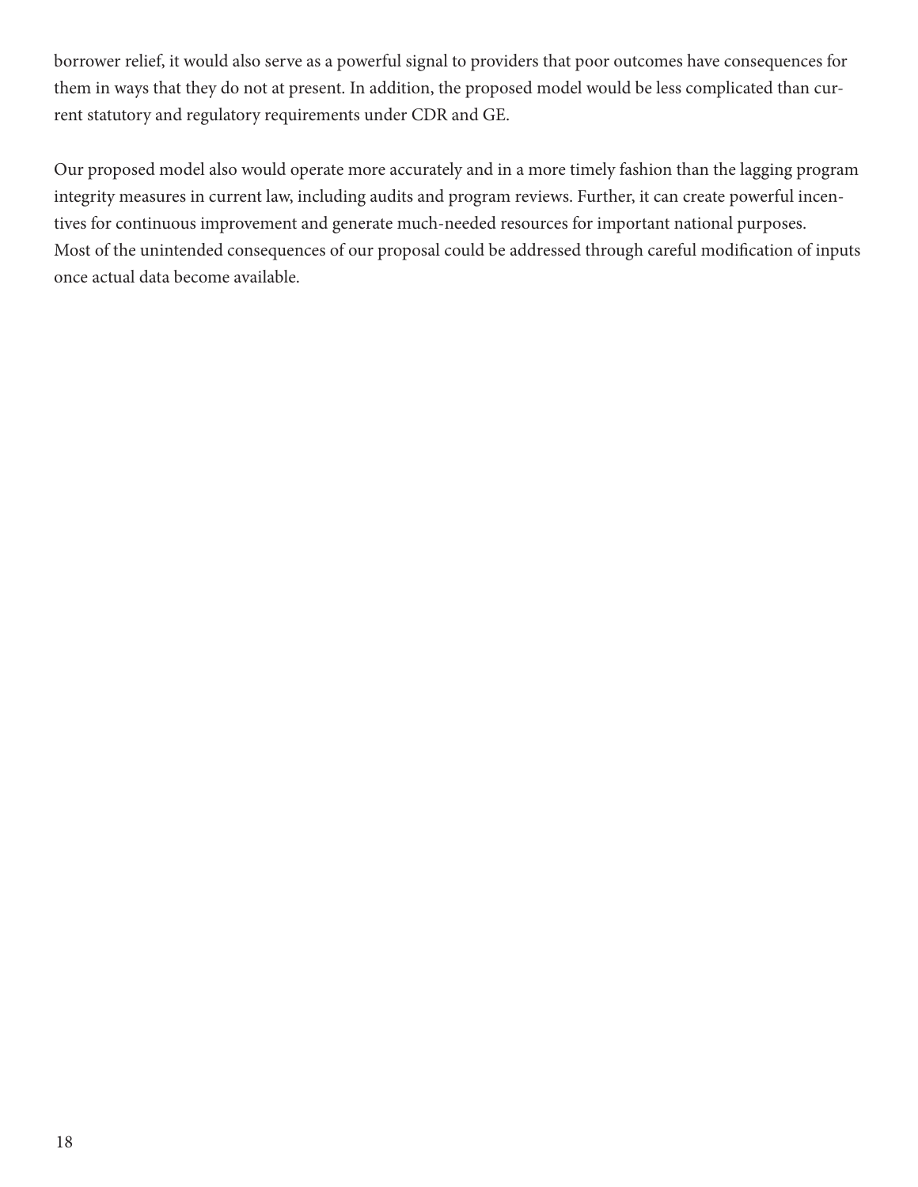borrower relief, it would also serve as a powerful signal to providers that poor outcomes have consequences for them in ways that they do not at present. In addition, the proposed model would be less complicated than current statutory and regulatory requirements under CDR and GE.

Our proposed model also would operate more accurately and in a more timely fashion than the lagging program integrity measures in current law, including audits and program reviews. Further, it can create powerful incentives for continuous improvement and generate much-needed resources for important national purposes. Most of the unintended consequences of our proposal could be addressed through careful modification of inputs once actual data become available.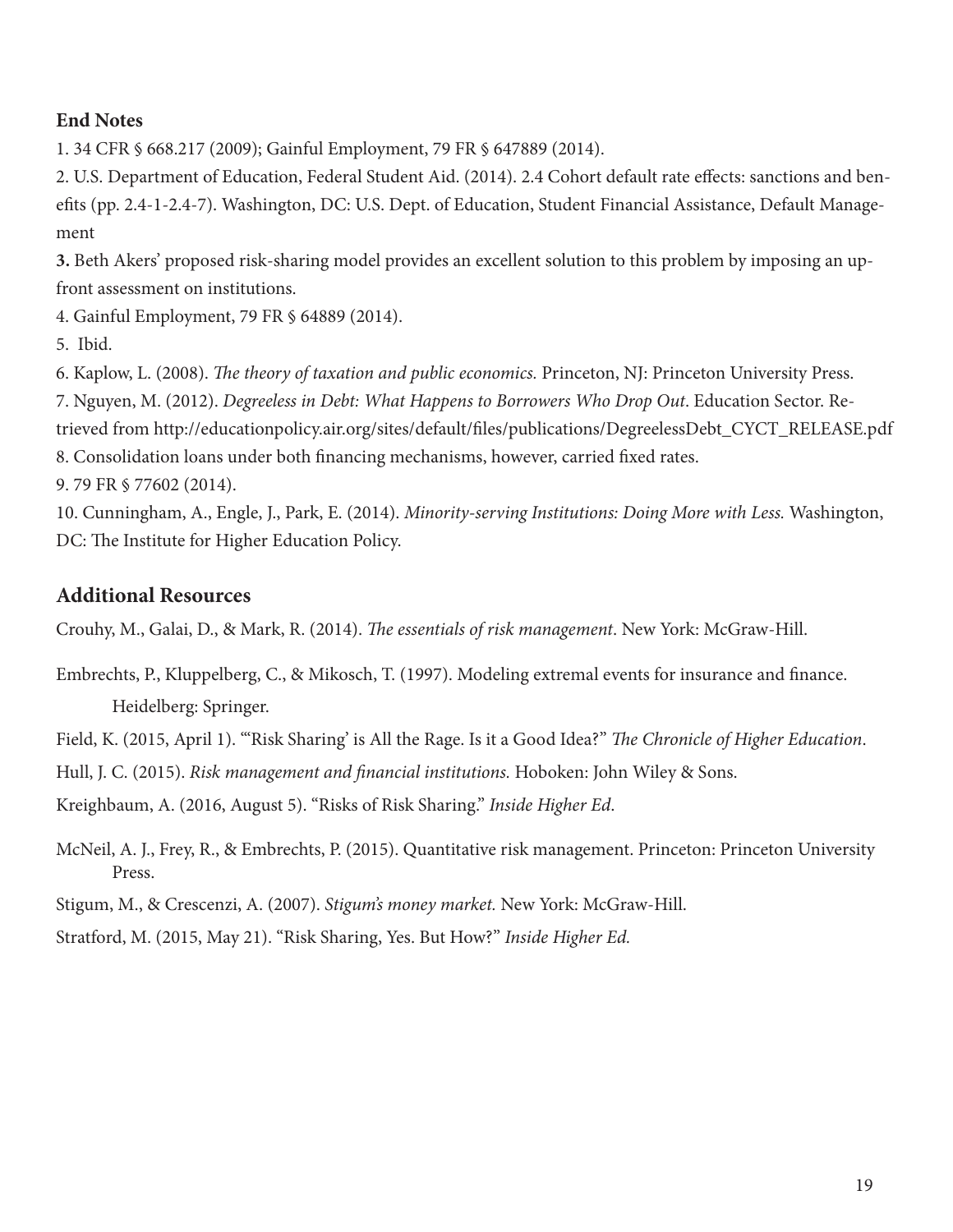## End Notes

1. 34 CFR § 668.217 (2009); Gainful Employment, 79 FR § 647889 (2014).
2. U.S. Department of Education, Federal Student Aid. (2014). 2.4 Cohort default rate effects: sanctions and benefits (pp. 2.4-1-2.4-7). Washington, DC: U.S. Dept. of Education, Student Financial Assistance, Default Management
3. Beth Akers' proposed risk-sharing model provides an excellent solution to this problem by imposing an upfront assessment on institutions.
4. Gainful Employment, 79 FR § 64889 (2014).
5. Ibid.
6. Kaplow, L. (2008). *The theory of taxation and public economics.* Princeton, NJ: Princeton University Press.
7. Nguyen, M. (2012). *Degreeless in Debt: What Happens to Borrowers Who Drop Out*. Education Sector. Retrieved from http://educationpolicy.air.org/sites/default/files/publications/DegreelessDebt_CYCT_RELEASE.pdf
8. Consolidation loans under both financing mechanisms, however, carried fixed rates.
9. 79 FR § 77602 (2014).
10. Cunningham, A., Engle, J., Park, E. (2014). *Minority-serving Institutions: Doing More with Less.* Washington, DC: The Institute for Higher Education Policy.

## Additional Resources

Crouhy, M., Galai, D., & Mark, R. (2014). *The essentials of risk management*. New York: McGraw-Hill.

Embrechts, P., Kluppelberg, C., & Mikosch, T. (1997). Modeling extremal events for insurance and finance. Heidelberg: Springer.

Field, K. (2015, April 1). "'Risk Sharing' is All the Rage. Is it a Good Idea?" *The Chronicle of Higher Education*.

Hull, J. C. (2015). *Risk management and financial institutions.* Hoboken: John Wiley & Sons.

Kreighbaum, A. (2016, August 5). "Risks of Risk Sharing." *Inside Higher Ed*.

McNeil, A. J., Frey, R., & Embrechts, P. (2015). Quantitative risk management. Princeton: Princeton University Press.

Stigum, M., & Crescenzi, A. (2007). *Stigum's money market.* New York: McGraw-Hill.

Stratford, M. (2015, May 21). "Risk Sharing, Yes. But How?" *Inside Higher Ed.*